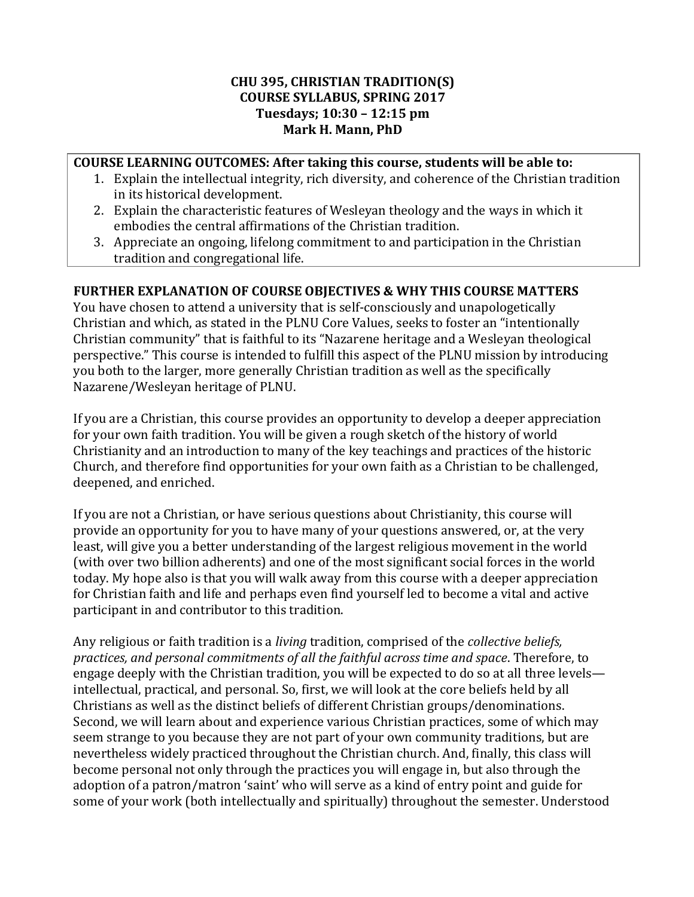# CHU 395, CHRISTIAN TRADITION(S)
## COURSE SYLLABUS, SPRING 2017
**Tuesdays; 10:30 – 12:15 pm**
**Mark H. Mann, PhD**

**COURSE LEARNING OUTCOMES: After taking this course, students will be able to:**

1. Explain the intellectual integrity, rich diversity, and coherence of the Christian tradition in its historical development.
2. Explain the characteristic features of Wesleyan theology and the ways in which it embodies the central affirmations of the Christian tradition.
3. Appreciate an ongoing, lifelong commitment to and participation in the Christian tradition and congregational life.

## FURTHER EXPLANATION OF COURSE OBJECTIVES & WHY THIS COURSE MATTERS

You have chosen to attend a university that is self-consciously and unapologetically Christian and which, as stated in the PLNU Core Values, seeks to foster an "intentionally Christian community" that is faithful to its "Nazarene heritage and a Wesleyan theological perspective." This course is intended to fulfill this aspect of the PLNU mission by introducing you both to the larger, more generally Christian tradition as well as the specifically Nazarene/Wesleyan heritage of PLNU.

If you are a Christian, this course provides an opportunity to develop a deeper appreciation for your own faith tradition. You will be given a rough sketch of the history of world Christianity and an introduction to many of the key teachings and practices of the historic Church, and therefore find opportunities for your own faith as a Christian to be challenged, deepened, and enriched.

If you are not a Christian, or have serious questions about Christianity, this course will provide an opportunity for you to have many of your questions answered, or, at the very least, will give you a better understanding of the largest religious movement in the world (with over two billion adherents) and one of the most significant social forces in the world today. My hope also is that you will walk away from this course with a deeper appreciation for Christian faith and life and perhaps even find yourself led to become a vital and active participant in and contributor to this tradition.

Any religious or faith tradition is a *living* tradition, comprised of the *collective beliefs, practices, and personal commitments of all the faithful across time and space*. Therefore, to engage deeply with the Christian tradition, you will be expected to do so at all three levels—intellectual, practical, and personal. So, first, we will look at the core beliefs held by all Christians as well as the distinct beliefs of different Christian groups/denominations. Second, we will learn about and experience various Christian practices, some of which may seem strange to you because they are not part of your own community traditions, but are nevertheless widely practiced throughout the Christian church. And, finally, this class will become personal not only through the practices you will engage in, but also through the adoption of a patron/matron 'saint' who will serve as a kind of entry point and guide for some of your work (both intellectually and spiritually) throughout the semester. Understood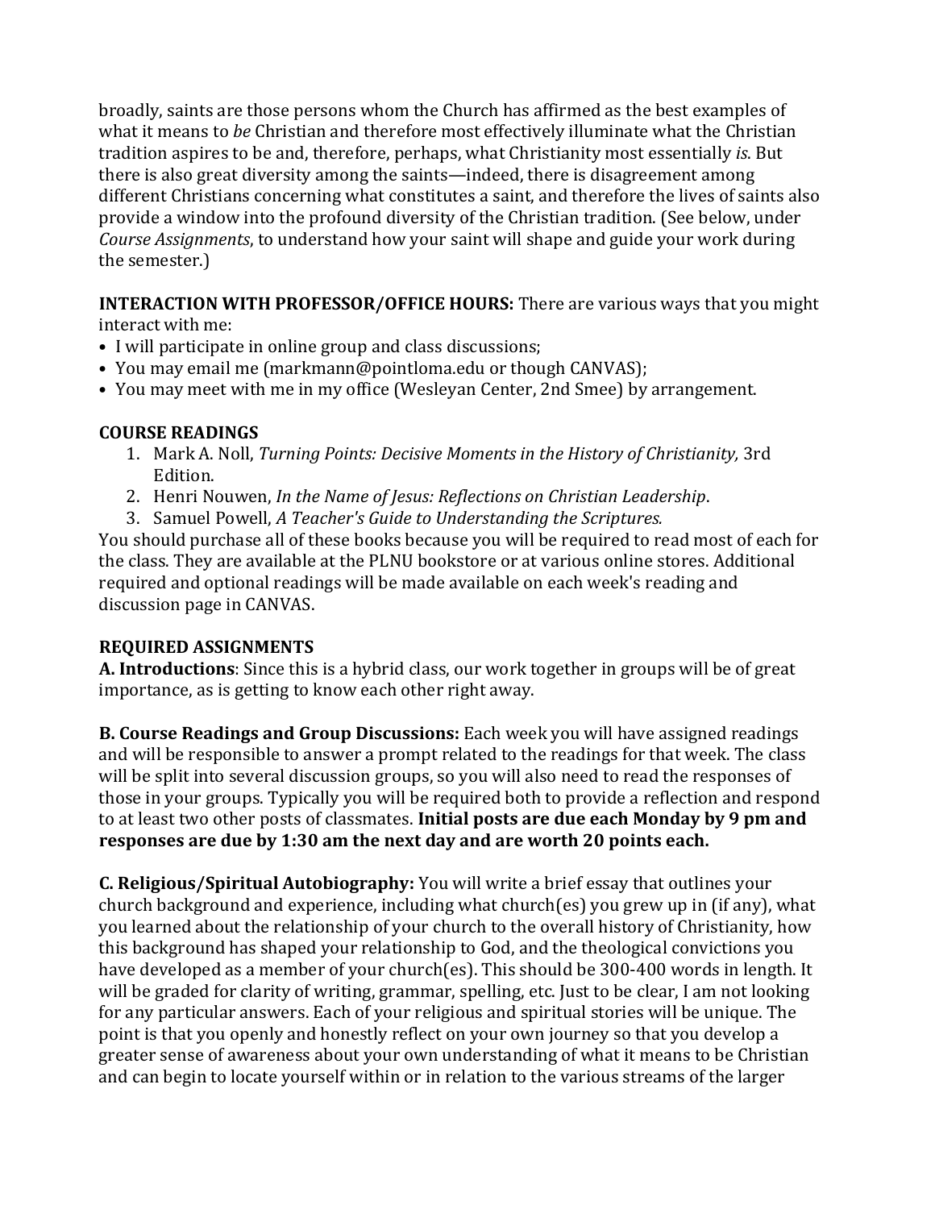broadly, saints are those persons whom the Church has affirmed as the best examples of what it means to *be* Christian and therefore most effectively illuminate what the Christian tradition aspires to be and, therefore, perhaps, what Christianity most essentially *is*. But there is also great diversity among the saints—indeed, there is disagreement among different Christians concerning what constitutes a saint, and therefore the lives of saints also provide a window into the profound diversity of the Christian tradition. (See below, under *Course Assignments*, to understand how your saint will shape and guide your work during the semester.)

**INTERACTION WITH PROFESSOR/OFFICE HOURS:** There are various ways that you might interact with me:

- I will participate in online group and class discussions;
- You may email me (markmann@pointloma.edu or though CANVAS);
- You may meet with me in my office (Wesleyan Center, 2nd Smee) by arrangement.

**COURSE READINGS**

1. Mark A. Noll, *Turning Points: Decisive Moments in the History of Christianity,* 3rd Edition.
2. Henri Nouwen, *In the Name of Jesus: Reflections on Christian Leadership*.
3. Samuel Powell, *A Teacher's Guide to Understanding the Scriptures.*

You should purchase all of these books because you will be required to read most of each for the class. They are available at the PLNU bookstore or at various online stores. Additional required and optional readings will be made available on each week's reading and discussion page in CANVAS.

**REQUIRED ASSIGNMENTS**

**A. Introductions**: Since this is a hybrid class, our work together in groups will be of great importance, as is getting to know each other right away.

**B. Course Readings and Group Discussions:** Each week you will have assigned readings and will be responsible to answer a prompt related to the readings for that week. The class will be split into several discussion groups, so you will also need to read the responses of those in your groups. Typically you will be required both to provide a reflection and respond to at least two other posts of classmates. **Initial posts are due each Monday by 9 pm and responses are due by 1:30 am the next day and are worth 20 points each.**

**C. Religious/Spiritual Autobiography:** You will write a brief essay that outlines your church background and experience, including what church(es) you grew up in (if any), what you learned about the relationship of your church to the overall history of Christianity, how this background has shaped your relationship to God, and the theological convictions you have developed as a member of your church(es). This should be 300-400 words in length. It will be graded for clarity of writing, grammar, spelling, etc. Just to be clear, I am not looking for any particular answers. Each of your religious and spiritual stories will be unique. The point is that you openly and honestly reflect on your own journey so that you develop a greater sense of awareness about your own understanding of what it means to be Christian and can begin to locate yourself within or in relation to the various streams of the larger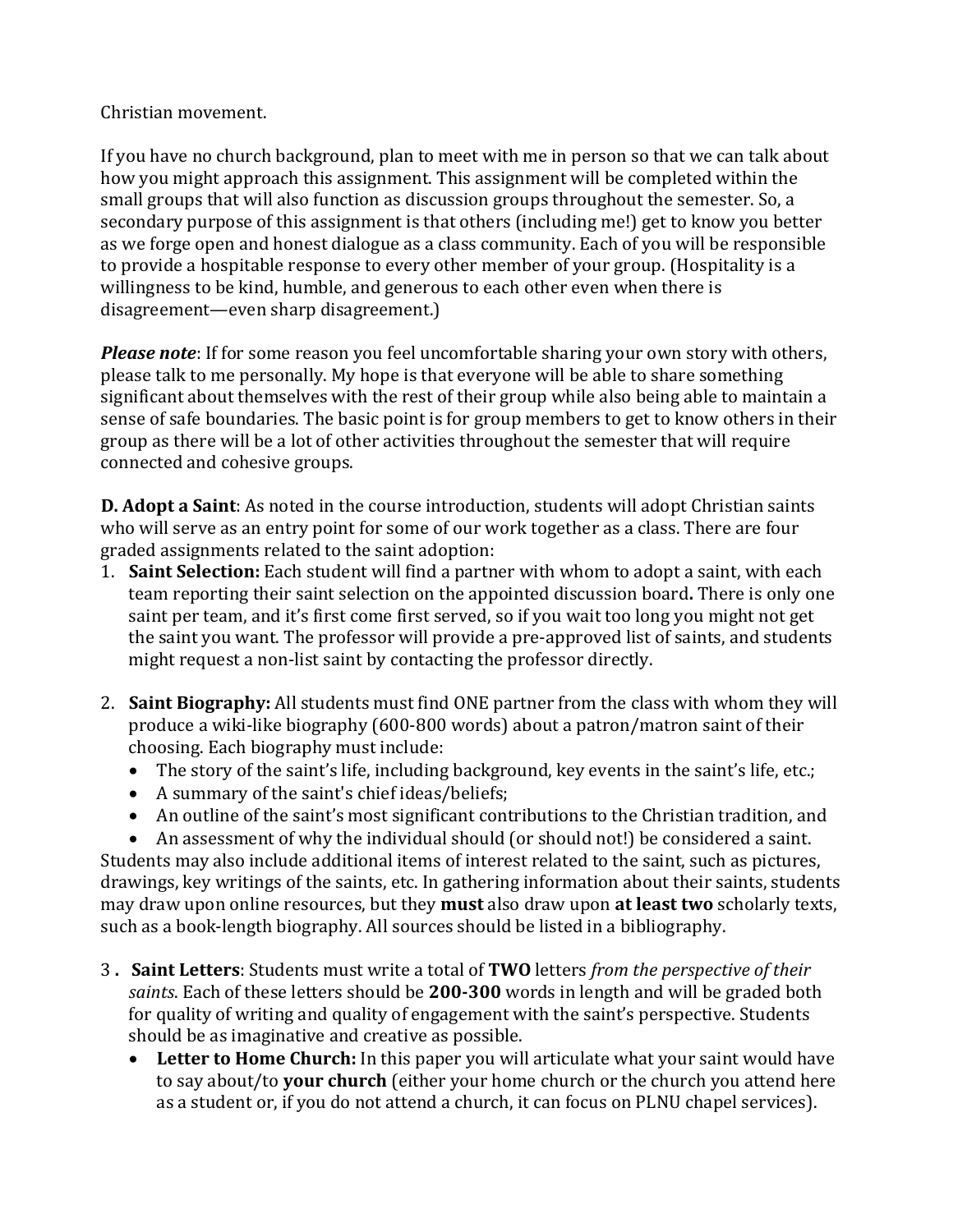Christian movement.

If you have no church background, plan to meet with me in person so that we can talk about how you might approach this assignment. This assignment will be completed within the small groups that will also function as discussion groups throughout the semester. So, a secondary purpose of this assignment is that others (including me!) get to know you better as we forge open and honest dialogue as a class community. Each of you will be responsible to provide a hospitable response to every other member of your group. (Hospitality is a willingness to be kind, humble, and generous to each other even when there is disagreement—even sharp disagreement.)

***Please note***: If for some reason you feel uncomfortable sharing your own story with others, please talk to me personally. My hope is that everyone will be able to share something significant about themselves with the rest of their group while also being able to maintain a sense of safe boundaries. The basic point is for group members to get to know others in their group as there will be a lot of other activities throughout the semester that will require connected and cohesive groups.

**D. Adopt a Saint**: As noted in the course introduction, students will adopt Christian saints who will serve as an entry point for some of our work together as a class. There are four graded assignments related to the saint adoption:

1. **Saint Selection:** Each student will find a partner with whom to adopt a saint, with each team reporting their saint selection on the appointed discussion board**.** There is only one saint per team, and it's first come first served, so if you wait too long you might not get the saint you want. The professor will provide a pre-approved list of saints, and students might request a non-list saint by contacting the professor directly.

2. **Saint Biography:** All students must find ONE partner from the class with whom they will produce a wiki-like biography (600-800 words) about a patron/matron saint of their choosing. Each biography must include:
   - The story of the saint's life, including background, key events in the saint's life, etc.;
   - A summary of the saint's chief ideas/beliefs;
   - An outline of the saint's most significant contributions to the Christian tradition, and
   - An assessment of why the individual should (or should not!) be considered a saint.

Students may also include additional items of interest related to the saint, such as pictures, drawings, key writings of the saints, etc. In gathering information about their saints, students may draw upon online resources, but they **must** also draw upon **at least two** scholarly texts, such as a book-length biography. All sources should be listed in a bibliography.

3. **Saint Letters**: Students must write a total of **TWO** letters *from the perspective of their saints*. Each of these letters should be **200-300** words in length and will be graded both for quality of writing and quality of engagement with the saint's perspective. Students should be as imaginative and creative as possible.
   - **Letter to Home Church:** In this paper you will articulate what your saint would have to say about/to **your church** (either your home church or the church you attend here as a student or, if you do not attend a church, it can focus on PLNU chapel services).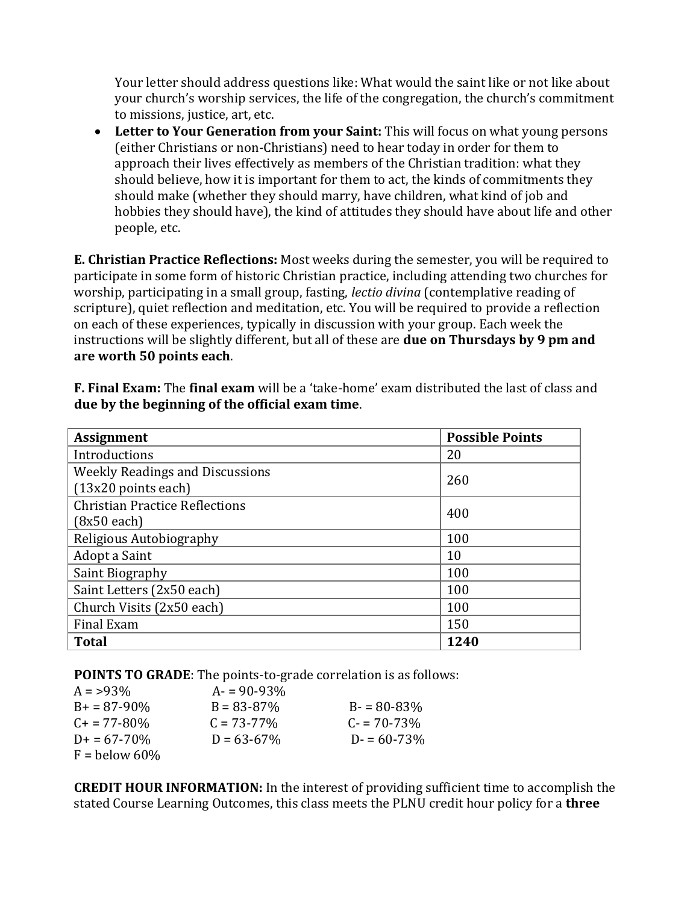Your letter should address questions like: What would the saint like or not like about your church's worship services, the life of the congregation, the church's commitment to missions, justice, art, etc.

- **Letter to Your Generation from your Saint:** This will focus on what young persons (either Christians or non-Christians) need to hear today in order for them to approach their lives effectively as members of the Christian tradition: what they should believe, how it is important for them to act, the kinds of commitments they should make (whether they should marry, have children, what kind of job and hobbies they should have), the kind of attitudes they should have about life and other people, etc.

**E. Christian Practice Reflections:** Most weeks during the semester, you will be required to participate in some form of historic Christian practice, including attending two churches for worship, participating in a small group, fasting, *lectio divina* (contemplative reading of scripture), quiet reflection and meditation, etc. You will be required to provide a reflection on each of these experiences, typically in discussion with your group. Each week the instructions will be slightly different, but all of these are **due on Thursdays by 9 pm and are worth 50 points each**.

**F. Final Exam:** The **final exam** will be a 'take-home' exam distributed the last of class and **due by the beginning of the official exam time**.

| Assignment | Possible Points |
|---|---|
| Introductions | 20 |
| Weekly Readings and Discussions (13x20 points each) | 260 |
| Christian Practice Reflections (8x50 each) | 400 |
| Religious Autobiography | 100 |
| Adopt a Saint | 10 |
| Saint Biography | 100 |
| Saint Letters (2x50 each) | 100 |
| Church Visits (2x50 each) | 100 |
| Final Exam | 150 |
| **Total** | **1240** |

**POINTS TO GRADE**: The points-to-grade correlation is as follows:

A = >93% &nbsp;&nbsp; A- = 90-93%
B+ = 87-90% &nbsp;&nbsp; B = 83-87% &nbsp;&nbsp; B- = 80-83%
C+ = 77-80% &nbsp;&nbsp; C = 73-77% &nbsp;&nbsp; C- = 70-73%
D+ = 67-70% &nbsp;&nbsp; D = 63-67% &nbsp;&nbsp; D- = 60-73%
F = below 60%

**CREDIT HOUR INFORMATION:** In the interest of providing sufficient time to accomplish the stated Course Learning Outcomes, this class meets the PLNU credit hour policy for a **three**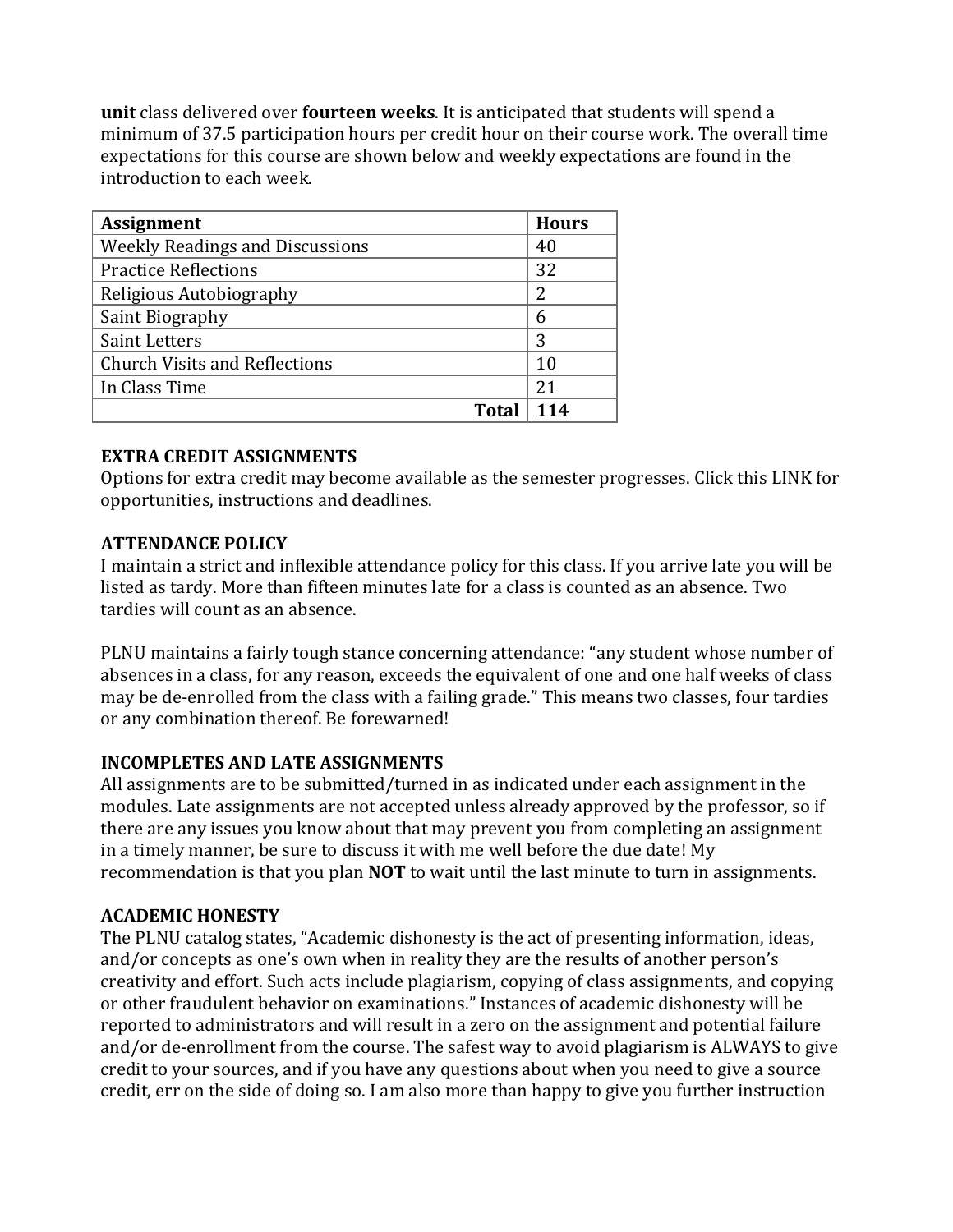**unit** class delivered over **fourteen weeks**. It is anticipated that students will spend a minimum of 37.5 participation hours per credit hour on their course work. The overall time expectations for this course are shown below and weekly expectations are found in the introduction to each week.

| Assignment | Hours |
|---|---|
| Weekly Readings and Discussions | 40 |
| Practice Reflections | 32 |
| Religious Autobiography | 2 |
| Saint Biography | 6 |
| Saint Letters | 3 |
| Church Visits and Reflections | 10 |
| In Class Time | 21 |
| **Total** | **114** |

**EXTRA CREDIT ASSIGNMENTS**

Options for extra credit may become available as the semester progresses. Click this LINK for opportunities, instructions and deadlines.

**ATTENDANCE POLICY**

I maintain a strict and inflexible attendance policy for this class. If you arrive late you will be listed as tardy. More than fifteen minutes late for a class is counted as an absence. Two tardies will count as an absence.

PLNU maintains a fairly tough stance concerning attendance: "any student whose number of absences in a class, for any reason, exceeds the equivalent of one and one half weeks of class may be de-enrolled from the class with a failing grade." This means two classes, four tardies or any combination thereof. Be forewarned!

**INCOMPLETES AND LATE ASSIGNMENTS**

All assignments are to be submitted/turned in as indicated under each assignment in the modules. Late assignments are not accepted unless already approved by the professor, so if there are any issues you know about that may prevent you from completing an assignment in a timely manner, be sure to discuss it with me well before the due date! My recommendation is that you plan **NOT** to wait until the last minute to turn in assignments.

**ACADEMIC HONESTY**

The PLNU catalog states, "Academic dishonesty is the act of presenting information, ideas, and/or concepts as one's own when in reality they are the results of another person's creativity and effort. Such acts include plagiarism, copying of class assignments, and copying or other fraudulent behavior on examinations." Instances of academic dishonesty will be reported to administrators and will result in a zero on the assignment and potential failure and/or de-enrollment from the course. The safest way to avoid plagiarism is ALWAYS to give credit to your sources, and if you have any questions about when you need to give a source credit, err on the side of doing so. I am also more than happy to give you further instruction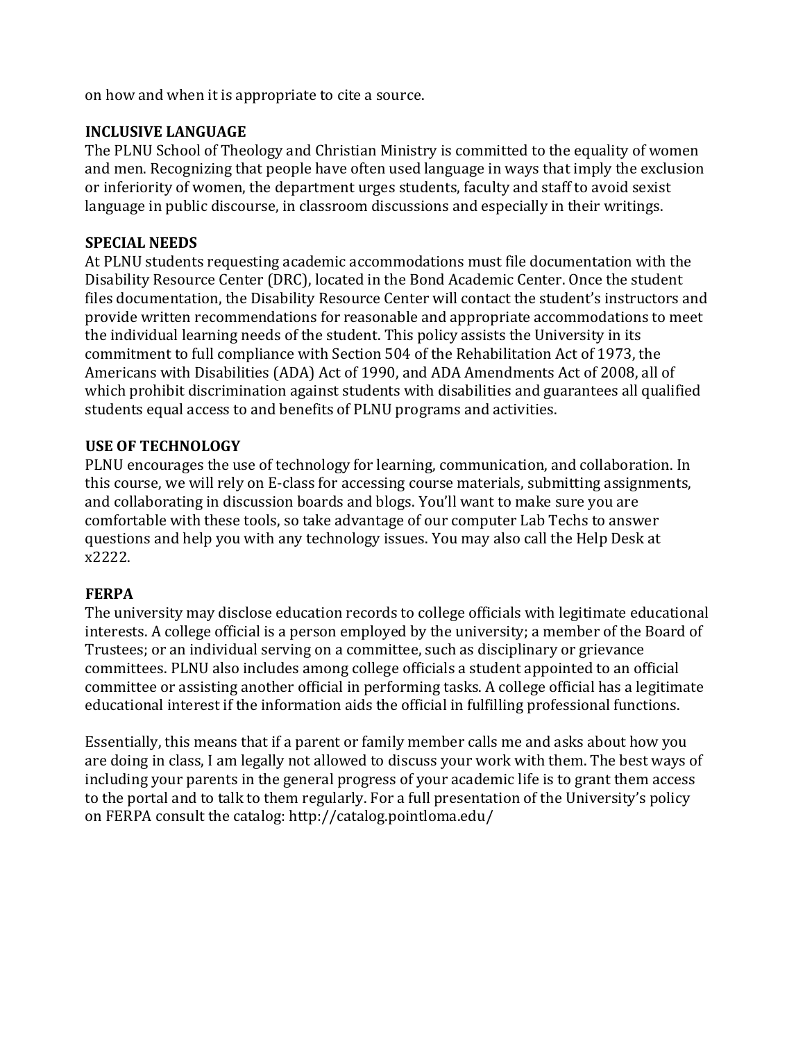on how and when it is appropriate to cite a source.

**INCLUSIVE LANGUAGE**

The PLNU School of Theology and Christian Ministry is committed to the equality of women and men. Recognizing that people have often used language in ways that imply the exclusion or inferiority of women, the department urges students, faculty and staff to avoid sexist language in public discourse, in classroom discussions and especially in their writings.

**SPECIAL NEEDS**

At PLNU students requesting academic accommodations must file documentation with the Disability Resource Center (DRC), located in the Bond Academic Center. Once the student files documentation, the Disability Resource Center will contact the student's instructors and provide written recommendations for reasonable and appropriate accommodations to meet the individual learning needs of the student. This policy assists the University in its commitment to full compliance with Section 504 of the Rehabilitation Act of 1973, the Americans with Disabilities (ADA) Act of 1990, and ADA Amendments Act of 2008, all of which prohibit discrimination against students with disabilities and guarantees all qualified students equal access to and benefits of PLNU programs and activities.

**USE OF TECHNOLOGY**

PLNU encourages the use of technology for learning, communication, and collaboration. In this course, we will rely on E-class for accessing course materials, submitting assignments, and collaborating in discussion boards and blogs. You'll want to make sure you are comfortable with these tools, so take advantage of our computer Lab Techs to answer questions and help you with any technology issues. You may also call the Help Desk at x2222.

**FERPA**

The university may disclose education records to college officials with legitimate educational interests. A college official is a person employed by the university; a member of the Board of Trustees; or an individual serving on a committee, such as disciplinary or grievance committees. PLNU also includes among college officials a student appointed to an official committee or assisting another official in performing tasks. A college official has a legitimate educational interest if the information aids the official in fulfilling professional functions.

Essentially, this means that if a parent or family member calls me and asks about how you are doing in class, I am legally not allowed to discuss your work with them. The best ways of including your parents in the general progress of your academic life is to grant them access to the portal and to talk to them regularly. For a full presentation of the University's policy on FERPA consult the catalog: http://catalog.pointloma.edu/